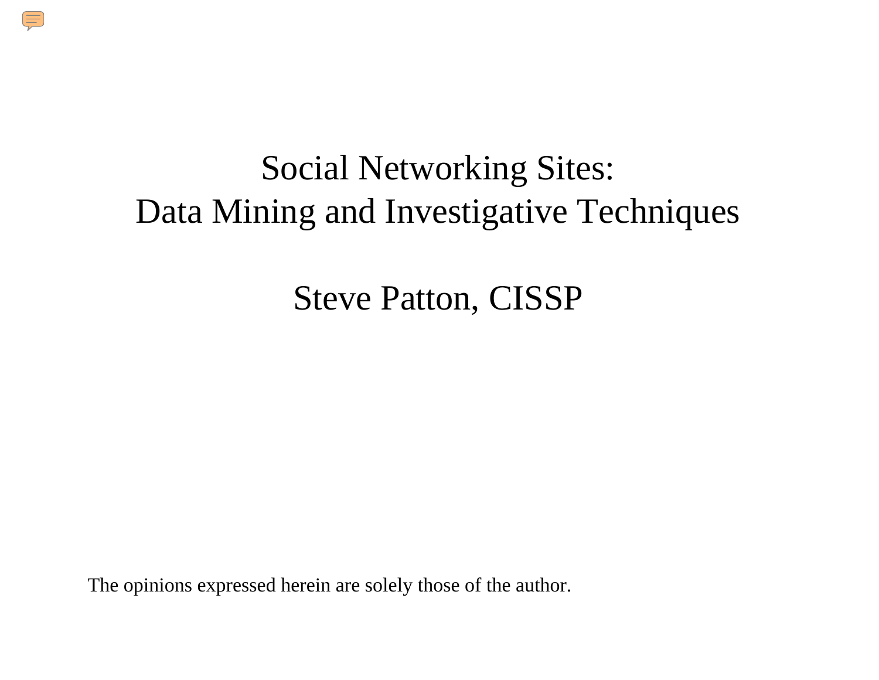# Social Networking Sites: Data Mining and Investigative Techniques

## Steve Patton, CISSP

The opinions expressed herein are solely those of the author.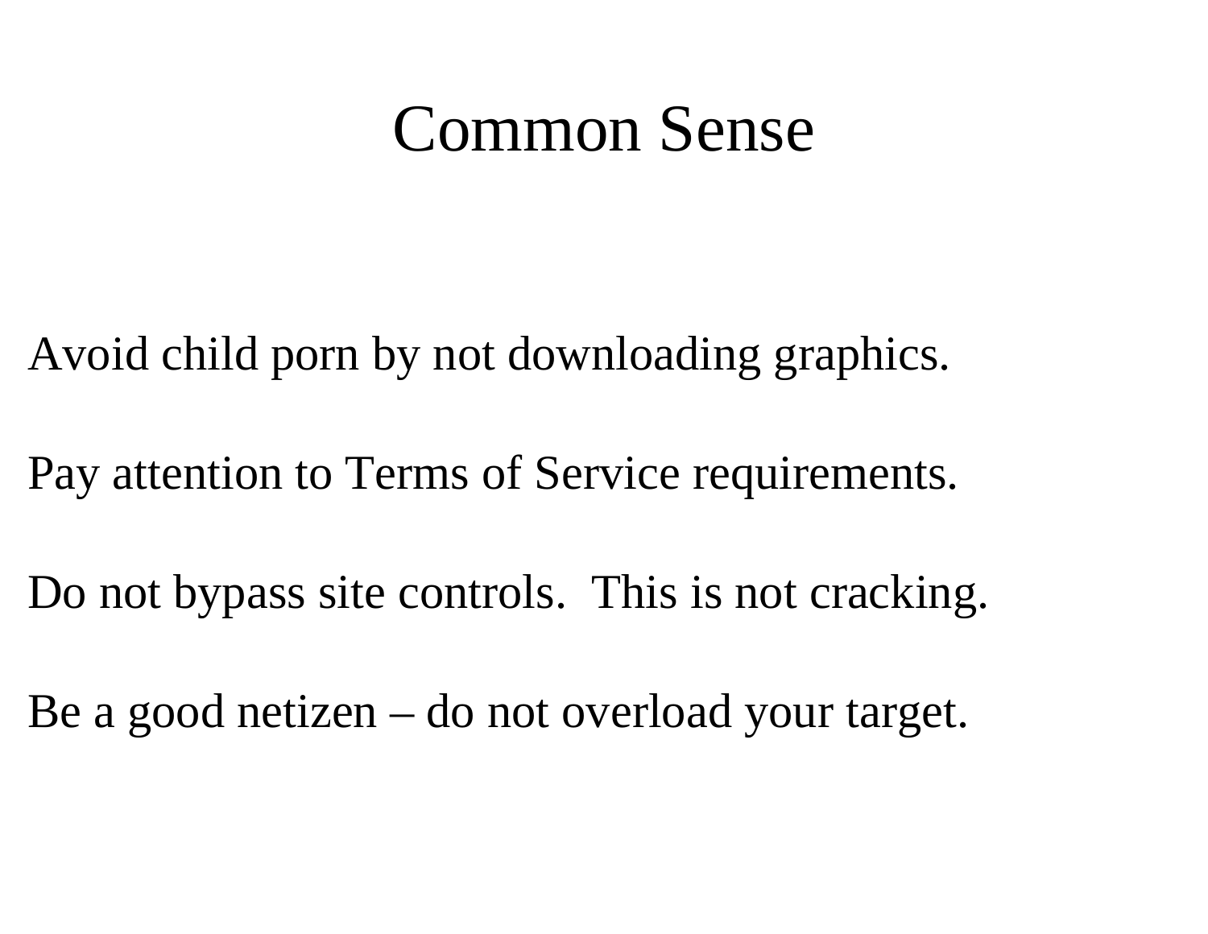# Common Sense

Avoid child porn by not downloading graphics.

Pay attention to Terms of Service requirements.

Do not bypass site controls.  This is not cracking.

Be a good netizen – do not overload your target.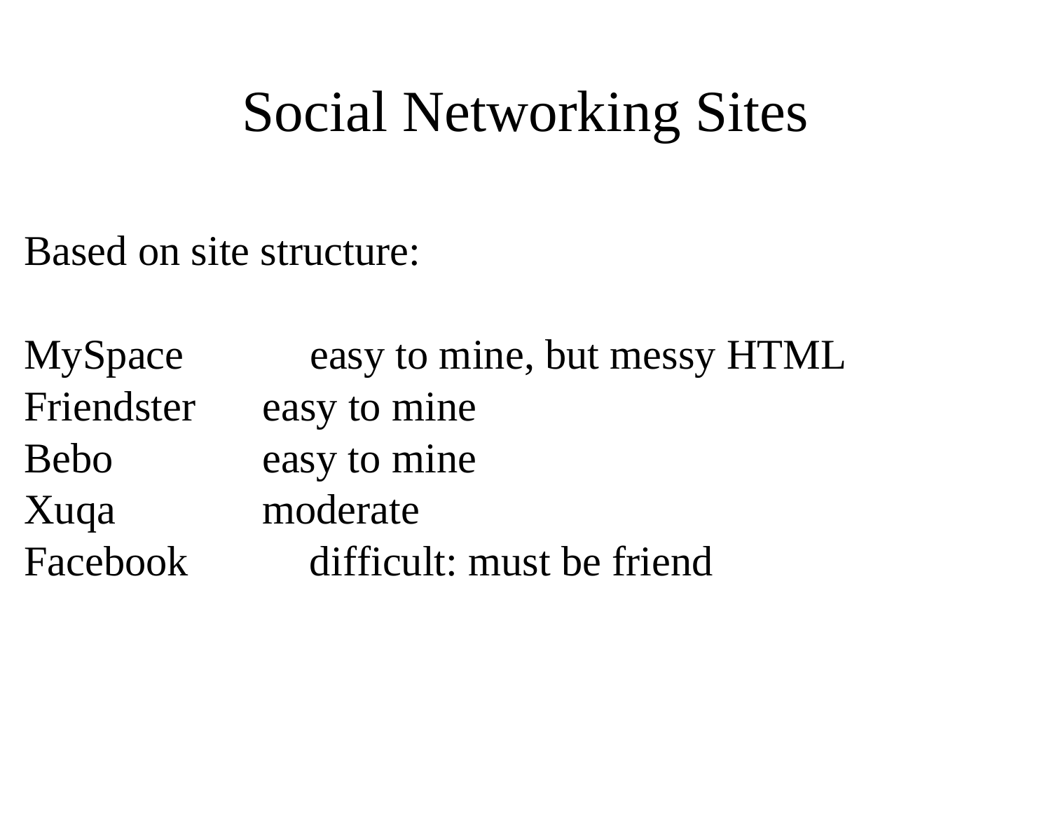# Social Networking Sites

Based on site structure:

| | |
|---|---|
| MySpace | easy to mine, but messy HTML |
| Friendster | easy to mine |
| Bebo | easy to mine |
| Xuqa | moderate |
| Facebook | difficult: must be friend |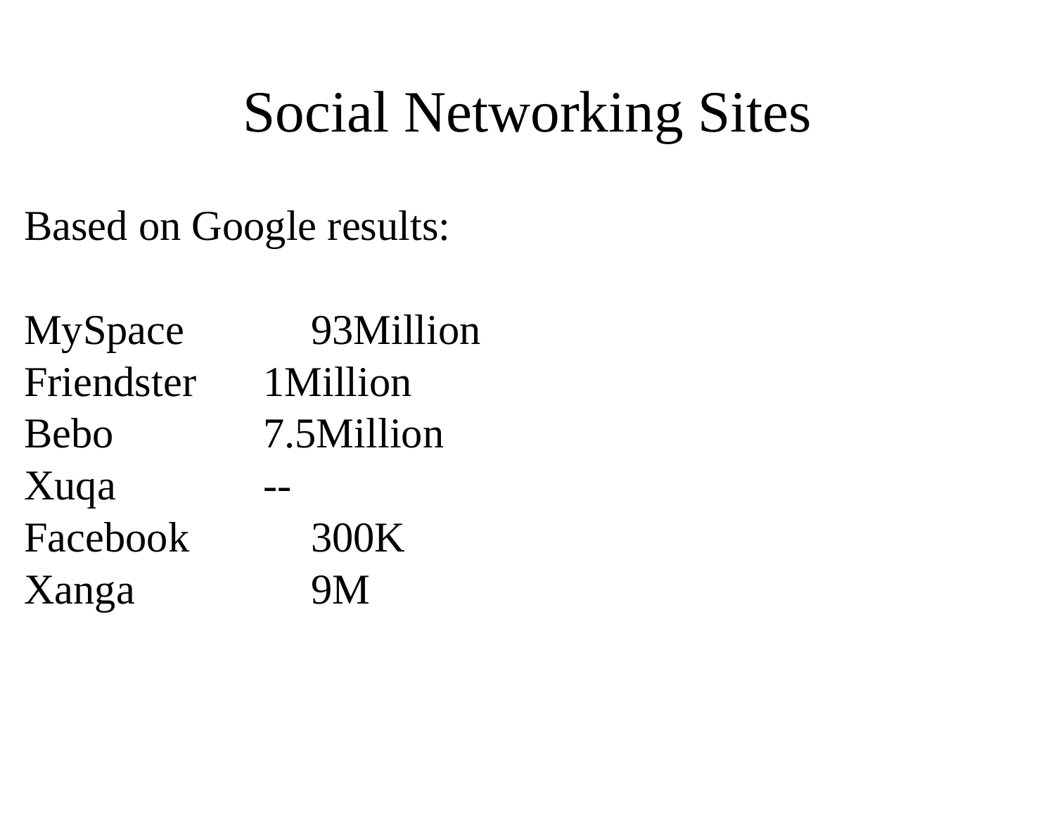# Social Networking Sites

Based on Google results:

| | |
|---|---|
| MySpace | 93Million |
| Friendster | 1Million |
| Bebo | 7.5Million |
| Xuqa | -- |
| Facebook | 300K |
| Xanga | 9M |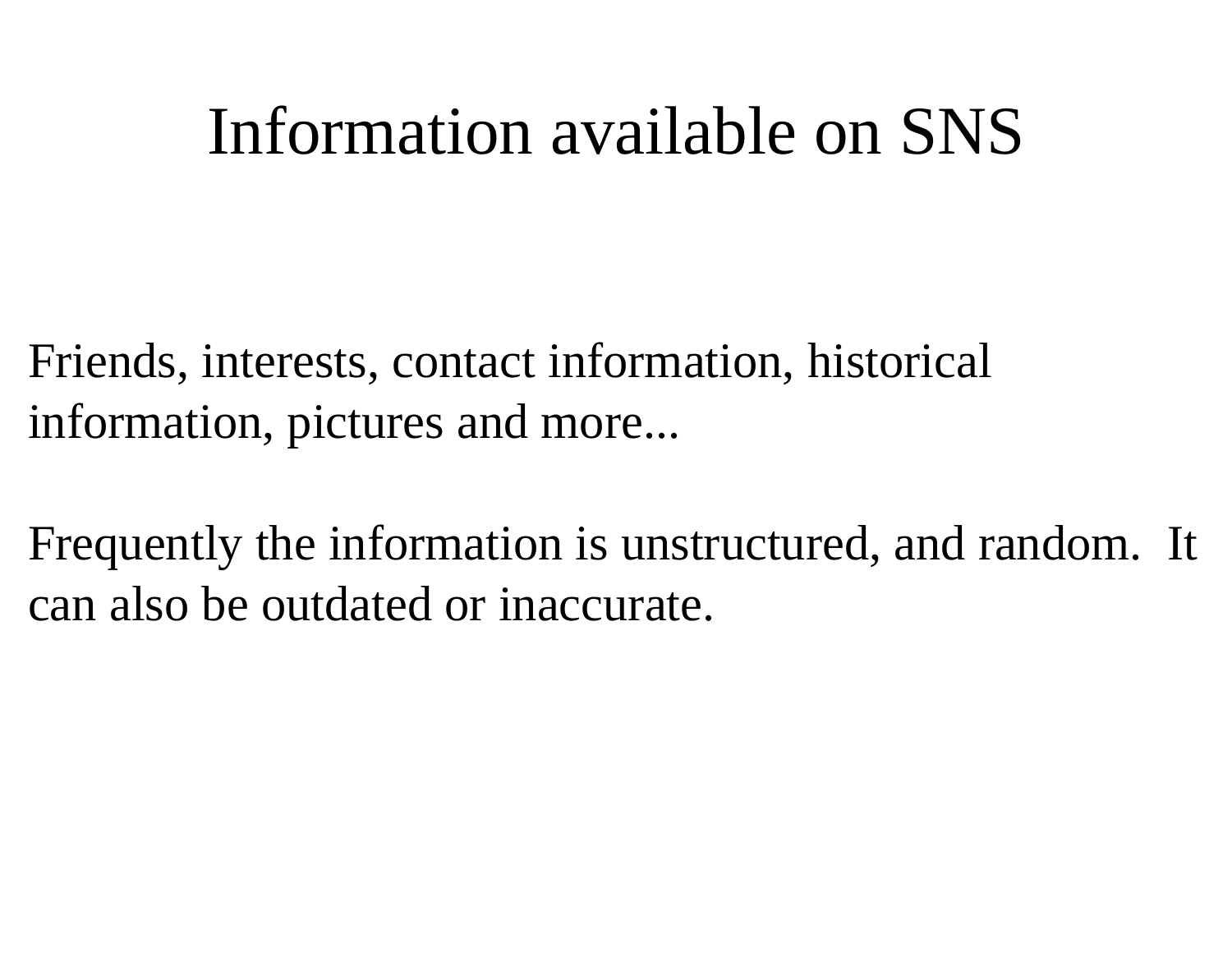# Information available on SNS

Friends, interests, contact information, historical information, pictures and more...

Frequently the information is unstructured, and random. It can also be outdated or inaccurate.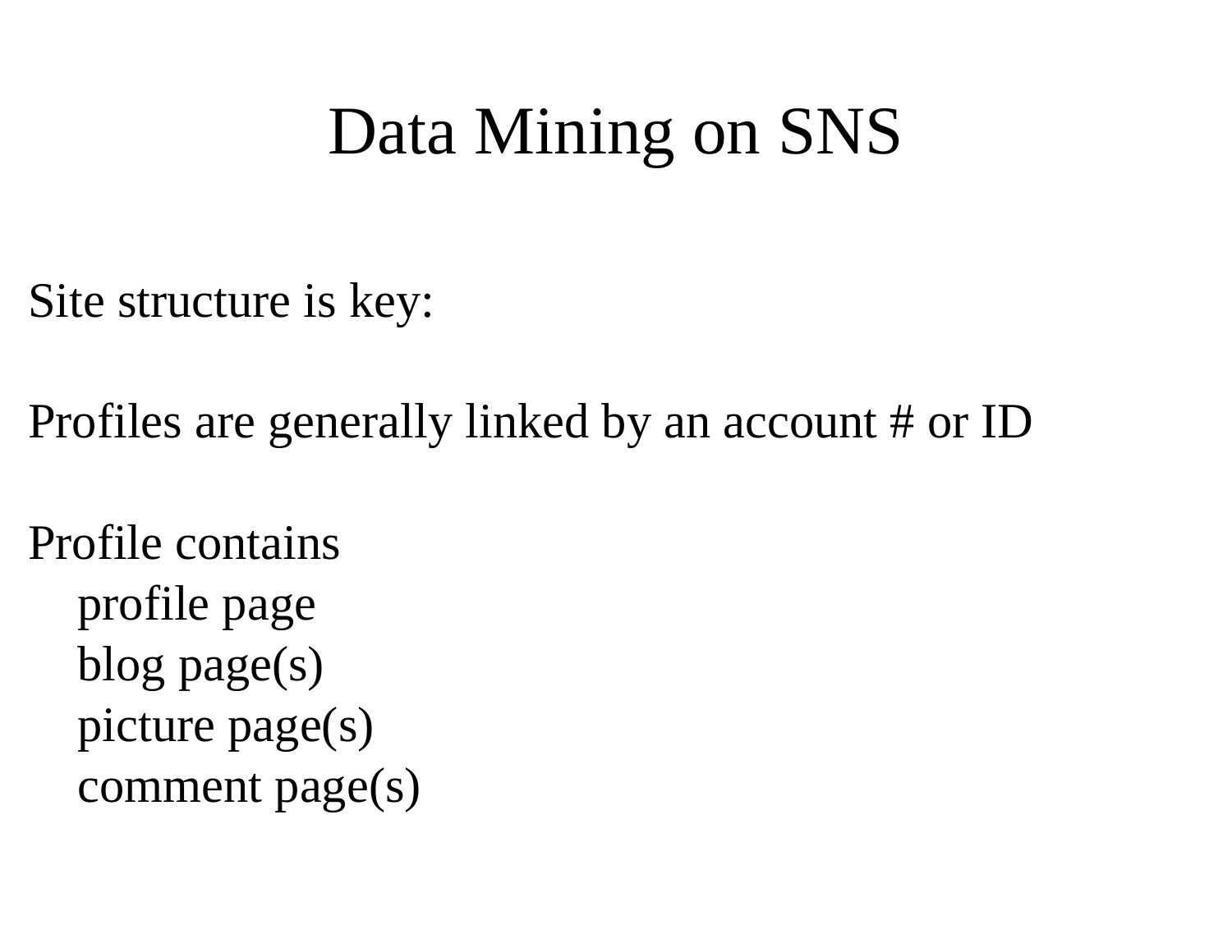# Data Mining on SNS

Site structure is key:

Profiles are generally linked by an account # or ID

Profile contains

- profile page
- blog page(s)
- picture page(s)
- comment page(s)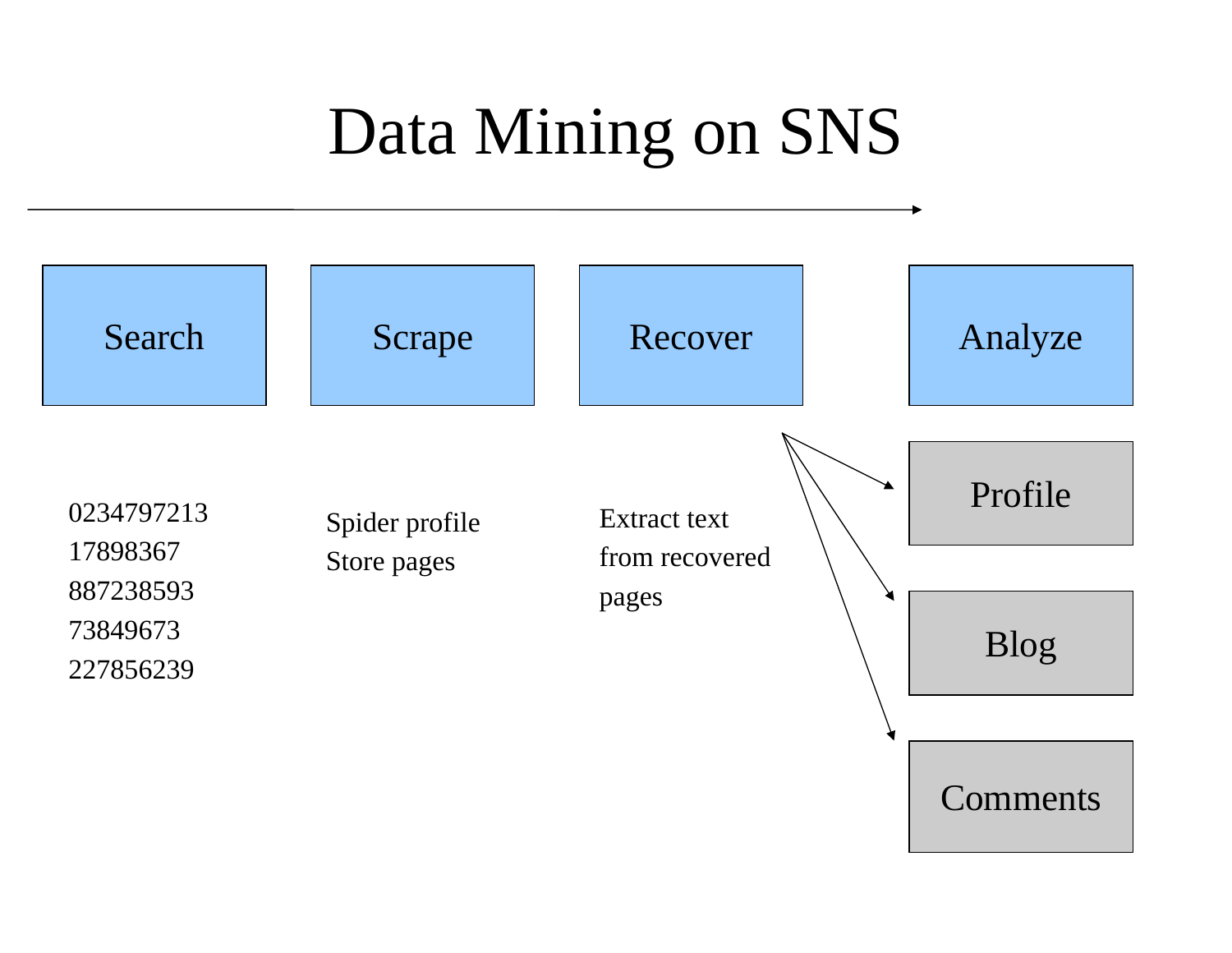# Data Mining on SNS

Search

0234797213
17898367
887238593
73849673
227856239

Scrape

Spider profile
Store pages

Recover

Extract text from recovered pages

Analyze

- Profile
- Blog
- Comments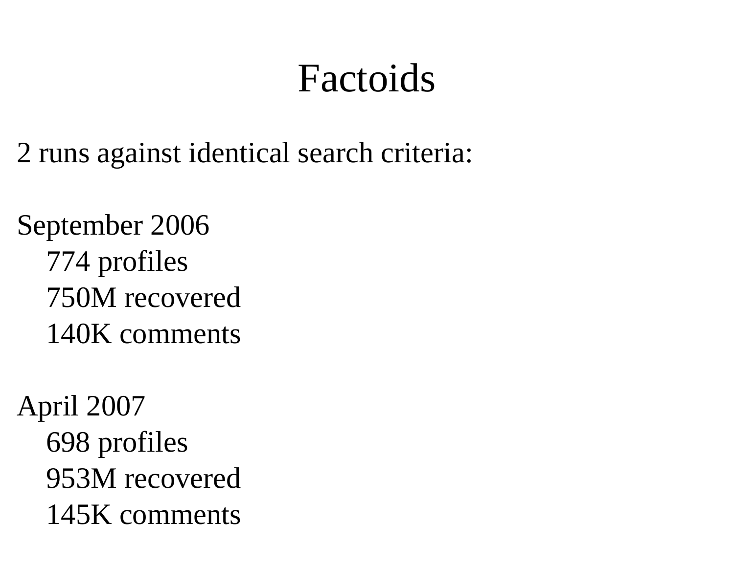# Factoids

2 runs against identical search criteria:

September 2006

- 774 profiles
- 750M recovered
- 140K comments

April 2007

- 698 profiles
- 953M recovered
- 145K comments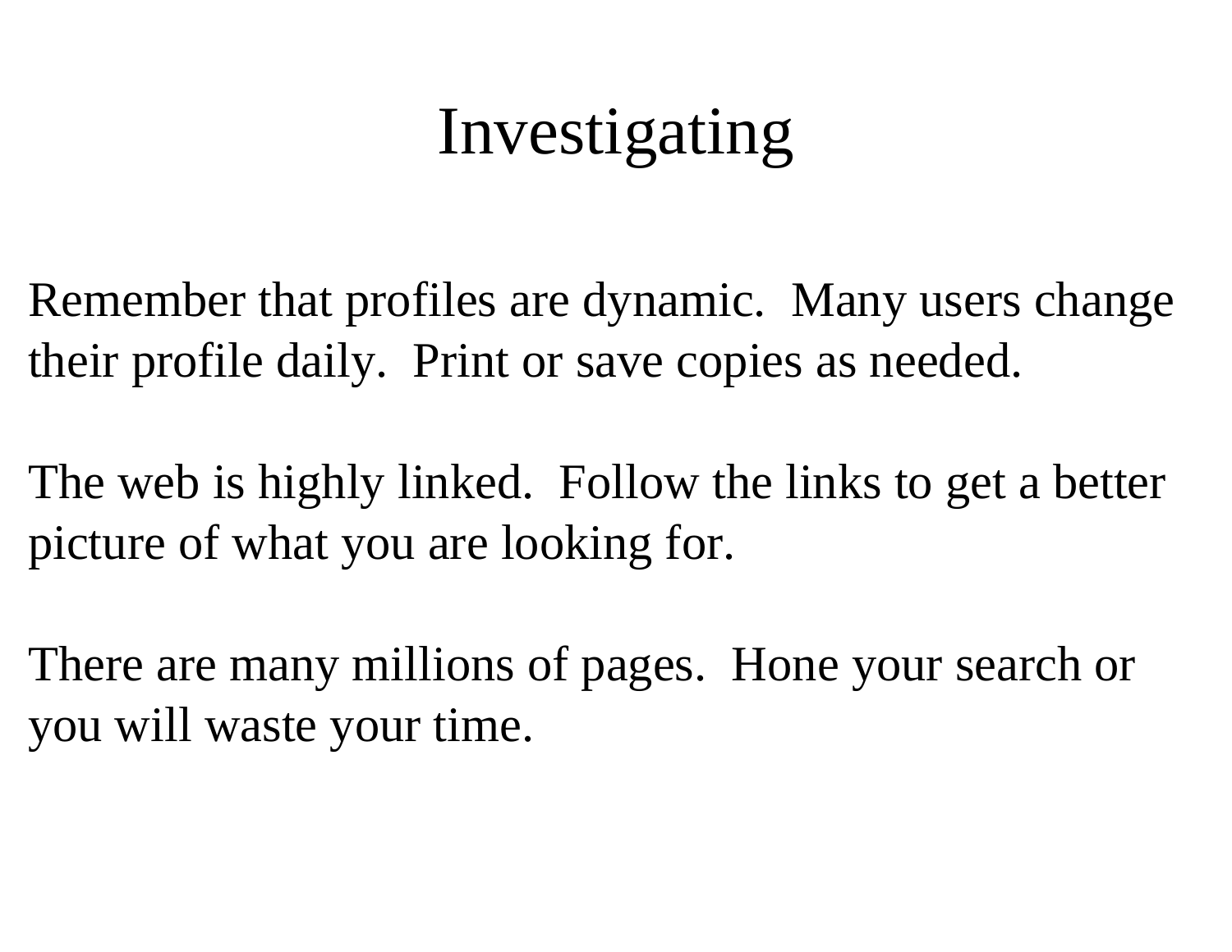# Investigating

Remember that profiles are dynamic. Many users change their profile daily. Print or save copies as needed.

The web is highly linked. Follow the links to get a better picture of what you are looking for.

There are many millions of pages. Hone your search or you will waste your time.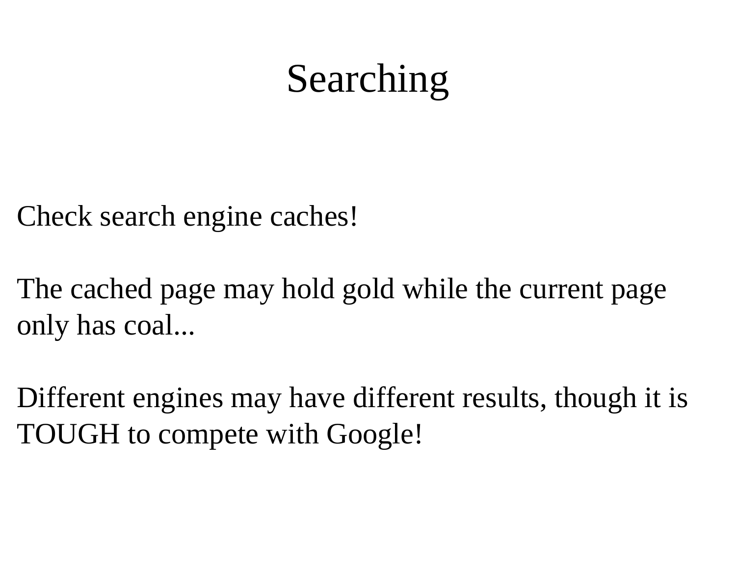# Searching

Check search engine caches!

The cached page may hold gold while the current page only has coal...

Different engines may have different results, though it is TOUGH to compete with Google!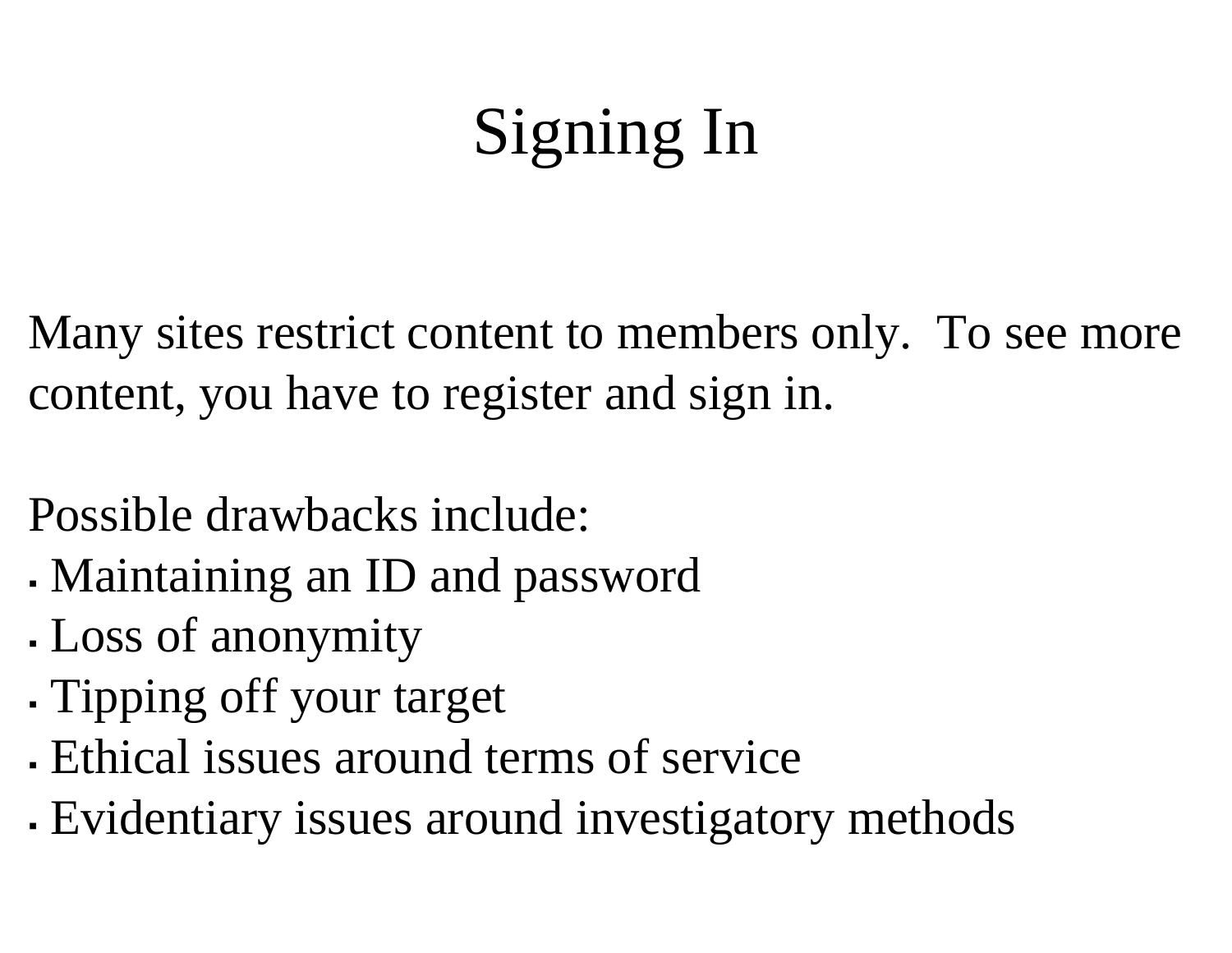# Signing In

Many sites restrict content to members only. To see more content, you have to register and sign in.

Possible drawbacks include:

- Maintaining an ID and password
- Loss of anonymity
- Tipping off your target
- Ethical issues around terms of service
- Evidentiary issues around investigatory methods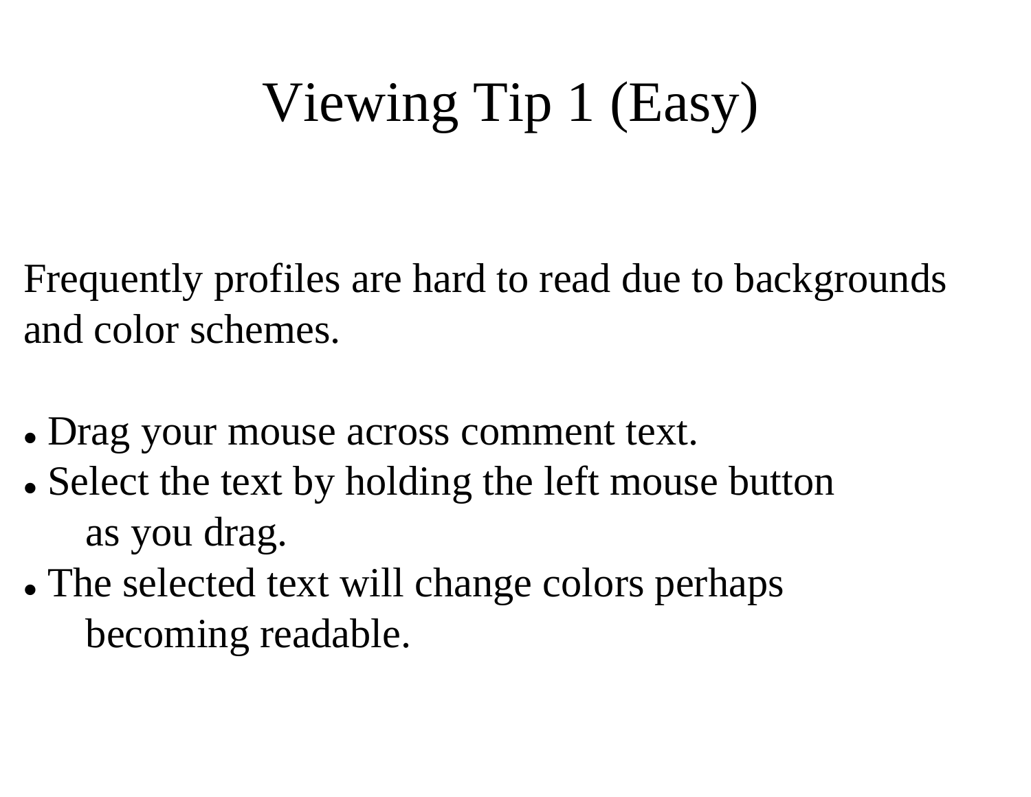# Viewing Tip 1 (Easy)

Frequently profiles are hard to read due to backgrounds and color schemes.

- Drag your mouse across comment text.
- Select the text by holding the left mouse button as you drag.
- The selected text will change colors perhaps becoming readable.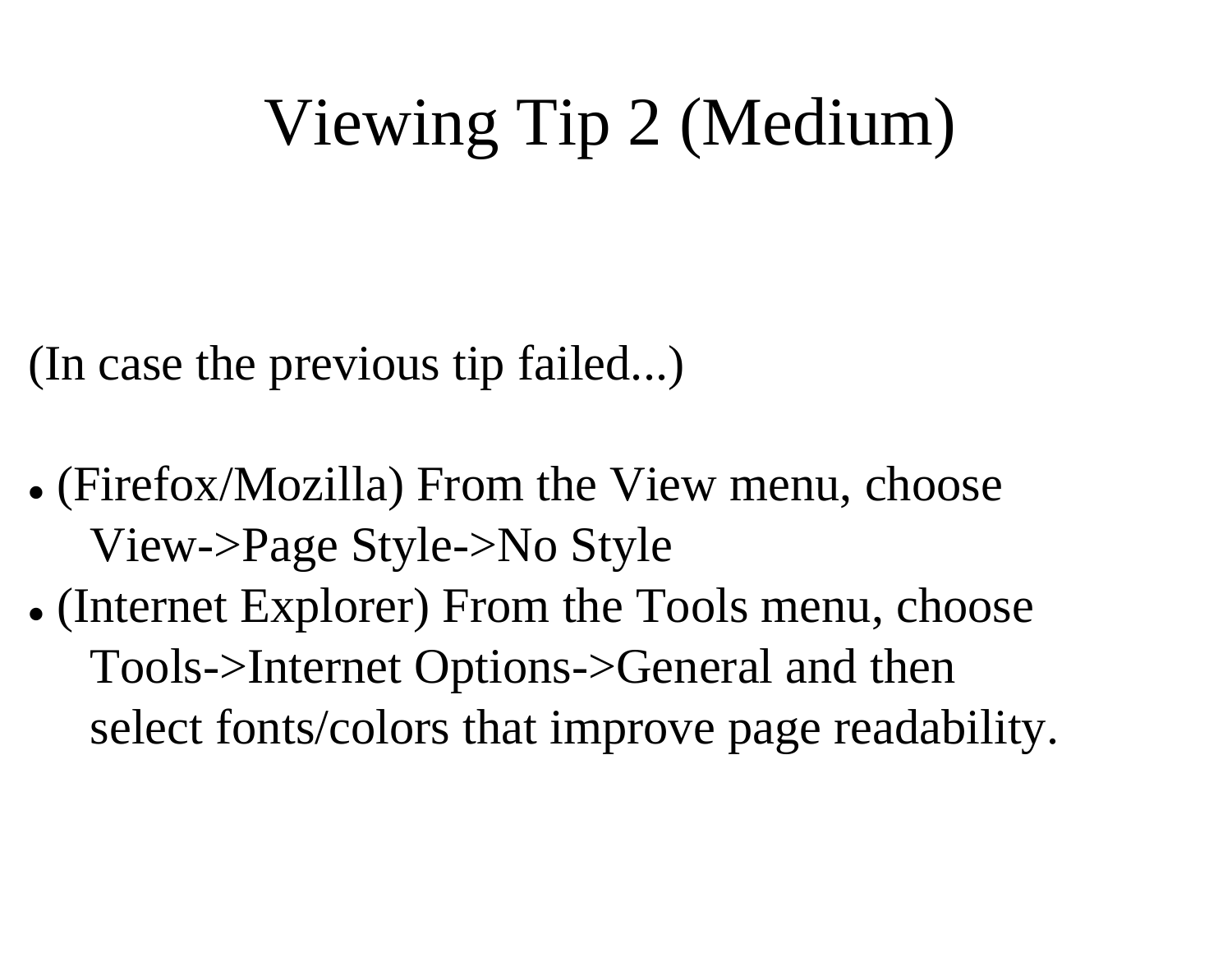# Viewing Tip 2 (Medium)

(In case the previous tip failed...)

- (Firefox/Mozilla) From the View menu, choose View->Page Style->No Style
- (Internet Explorer) From the Tools menu, choose Tools->Internet Options->General and then select fonts/colors that improve page readability.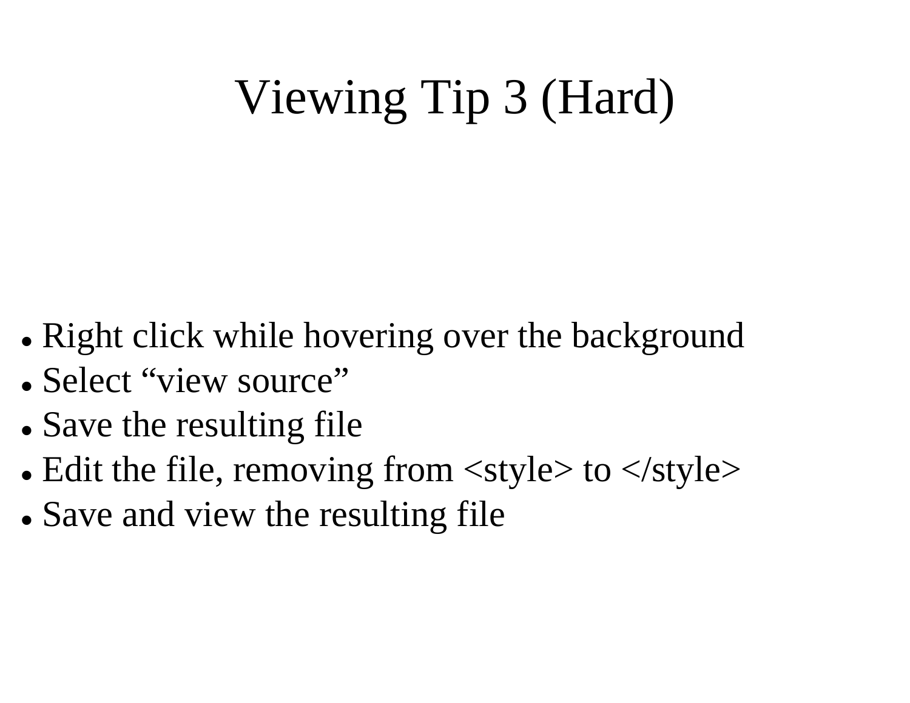# Viewing Tip 3 (Hard)

- Right click while hovering over the background
- Select “view source”
- Save the resulting file
- Edit the file, removing from <style> to </style>
- Save and view the resulting file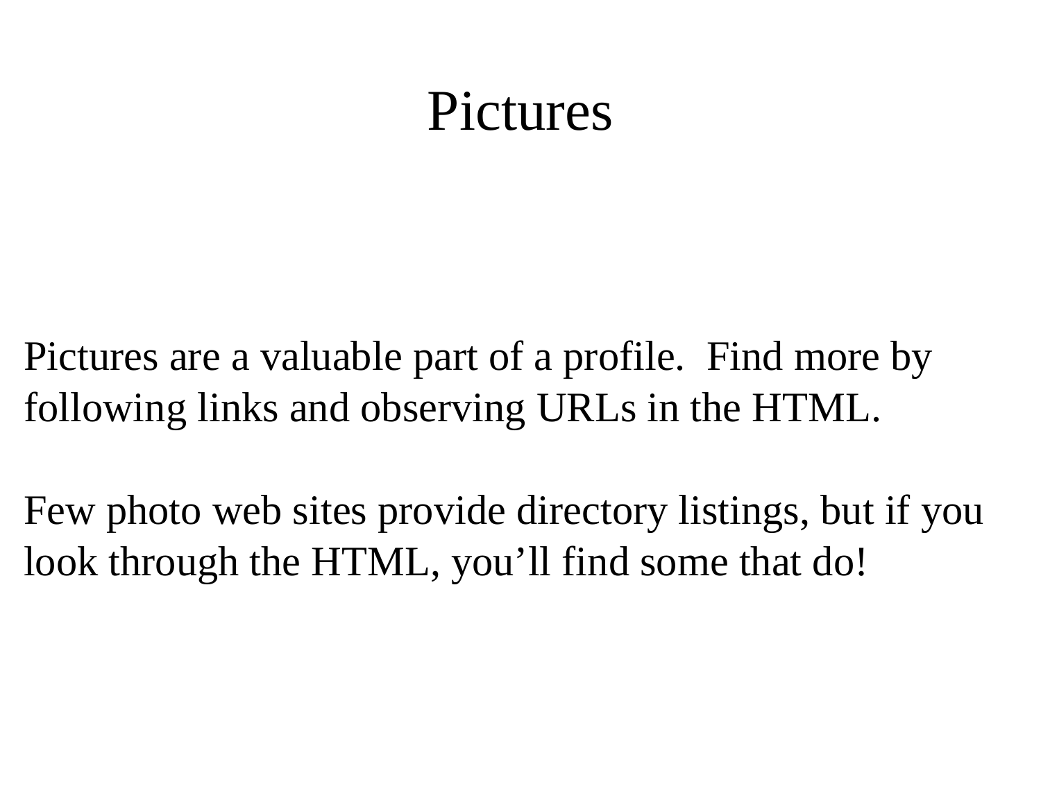# Pictures

Pictures are a valuable part of a profile. Find more by following links and observing URLs in the HTML.

Few photo web sites provide directory listings, but if you look through the HTML, you’ll find some that do!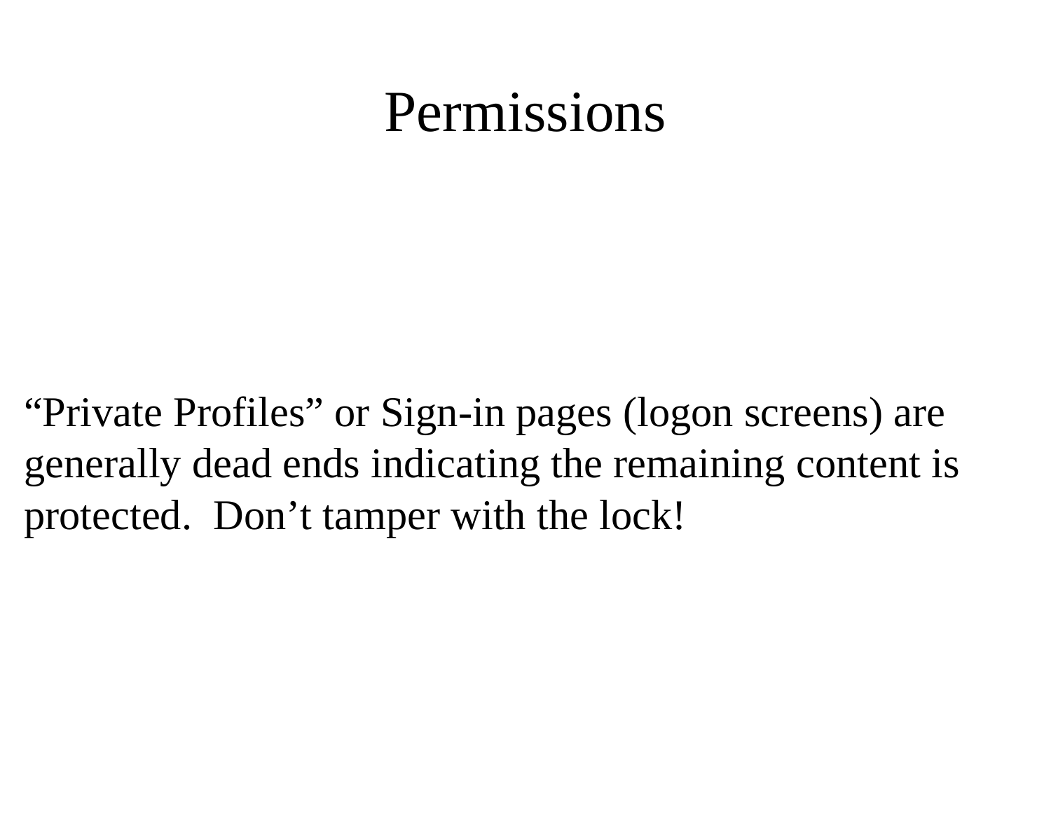# Permissions

“Private Profiles” or Sign-in pages (logon screens) are generally dead ends indicating the remaining content is protected. Don’t tamper with the lock!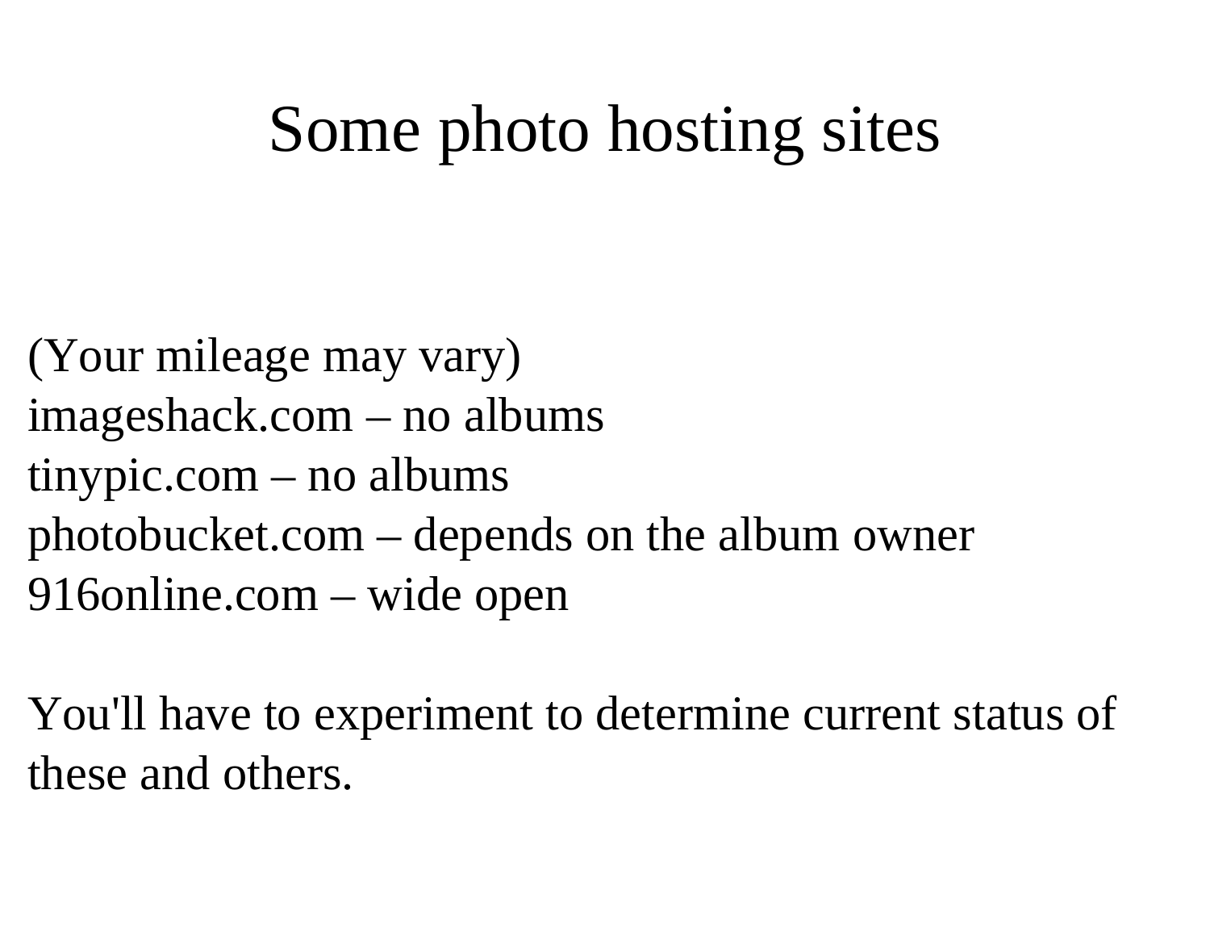# Some photo hosting sites

(Your mileage may vary)
imageshack.com – no albums
tinypic.com – no albums
photobucket.com – depends on the album owner
916online.com – wide open

You'll have to experiment to determine current status of these and others.